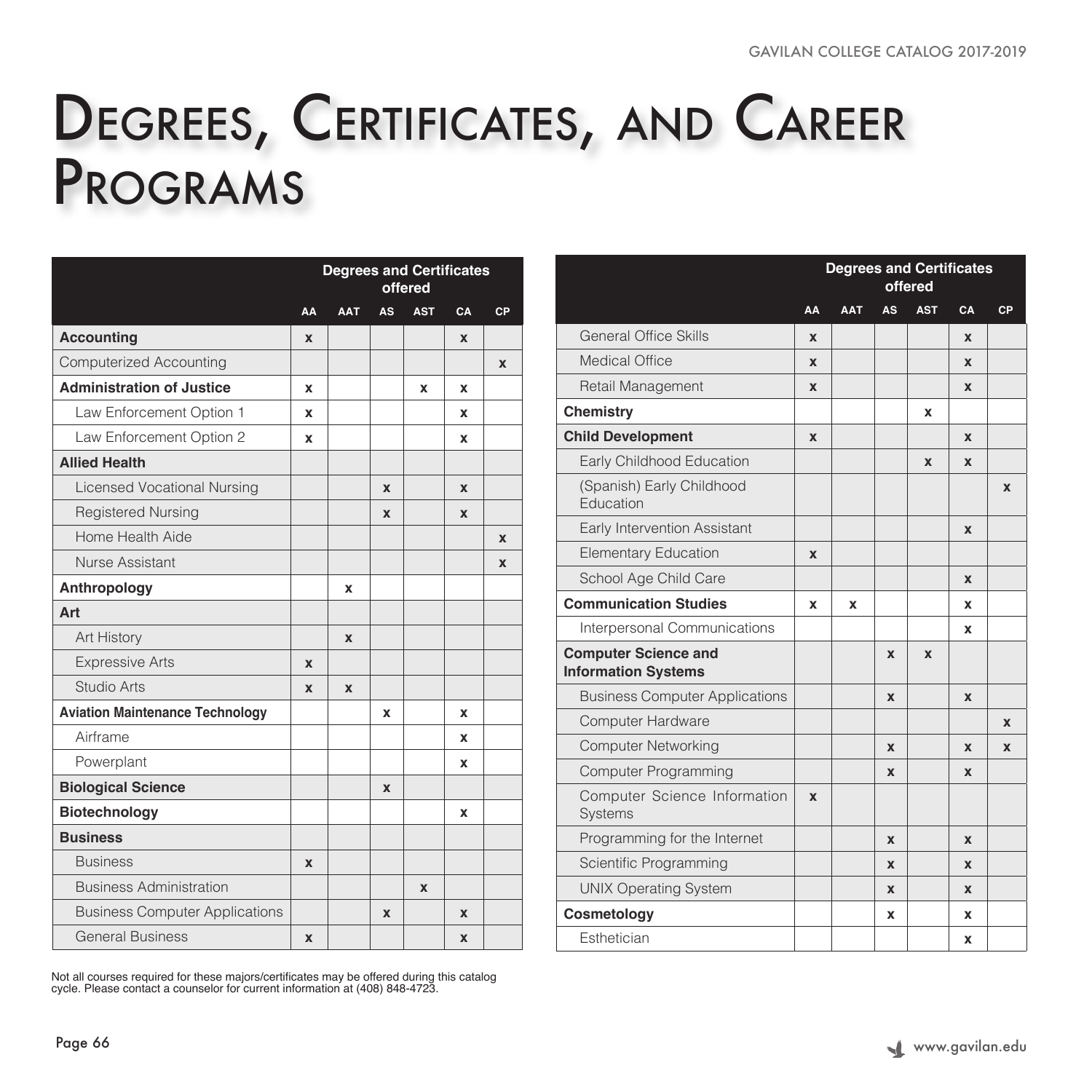# Degrees, Certificates, and Career Programs

| | Degrees and Certificates offered | | | | | |
|---|---|---|---|---|---|---|
| | AA | AAT | AS | AST | CA | CP |
| **Accounting** | x | | | | x | |
| Computerized Accounting | | | | | | x |
| **Administration of Justice** | x | | | x | x | |
| Law Enforcement Option 1 | x | | | | x | |
| Law Enforcement Option 2 | x | | | | x | |
| **Allied Health** | | | | | | |
| Licensed Vocational Nursing | | | x | | x | |
| Registered Nursing | | | x | | x | |
| Home Health Aide | | | | | | x |
| Nurse Assistant | | | | | | x |
| **Anthropology** | | x | | | | |
| **Art** | | | | | | |
| Art History | | x | | | | |
| Expressive Arts | x | | | | | |
| Studio Arts | x | x | | | | |
| **Aviation Maintenance Technology** | | | x | | x | |
| Airframe | | | | | x | |
| Powerplant | | | | | x | |
| **Biological Science** | | | x | | | |
| **Biotechnology** | | | | | x | |
| **Business** | | | | | | |
| Business | x | | | | | |
| Business Administration | | | | x | | |
| Business Computer Applications | | | x | | x | |
| General Business | x | | | | x | |
| General Office Skills | x | | | | x | |
| Medical Office | x | | | | x | |
| Retail Management | x | | | | x | |
| **Chemistry** | | | | x | | |
| **Child Development** | x | | | | x | |
| Early Childhood Education | | | | x | x | |
| (Spanish) Early Childhood Education | | | | | | x |
| Early Intervention Assistant | | | | | x | |
| Elementary Education | x | | | | | |
| School Age Child Care | | | | | x | |
| **Communication Studies** | x | x | | | x | |
| Interpersonal Communications | | | | | x | |
| **Computer Science and Information Systems** | | | x | x | | |
| Business Computer Applications | | | x | | x | |
| Computer Hardware | | | | | | x |
| Computer Networking | | | x | | x | x |
| Computer Programming | | | x | | x | |
| Computer Science Information Systems | x | | | | | |
| Programming for the Internet | | | x | | x | |
| Scientific Programming | | | x | | x | |
| UNIX Operating System | | | x | | x | |
| **Cosmetology** | | | x | | x | |
| Esthetician | | | | | x | |

Not all courses required for these majors/certificates may be offered during this catalog cycle. Please contact a counselor for current information at (408) 848-4723.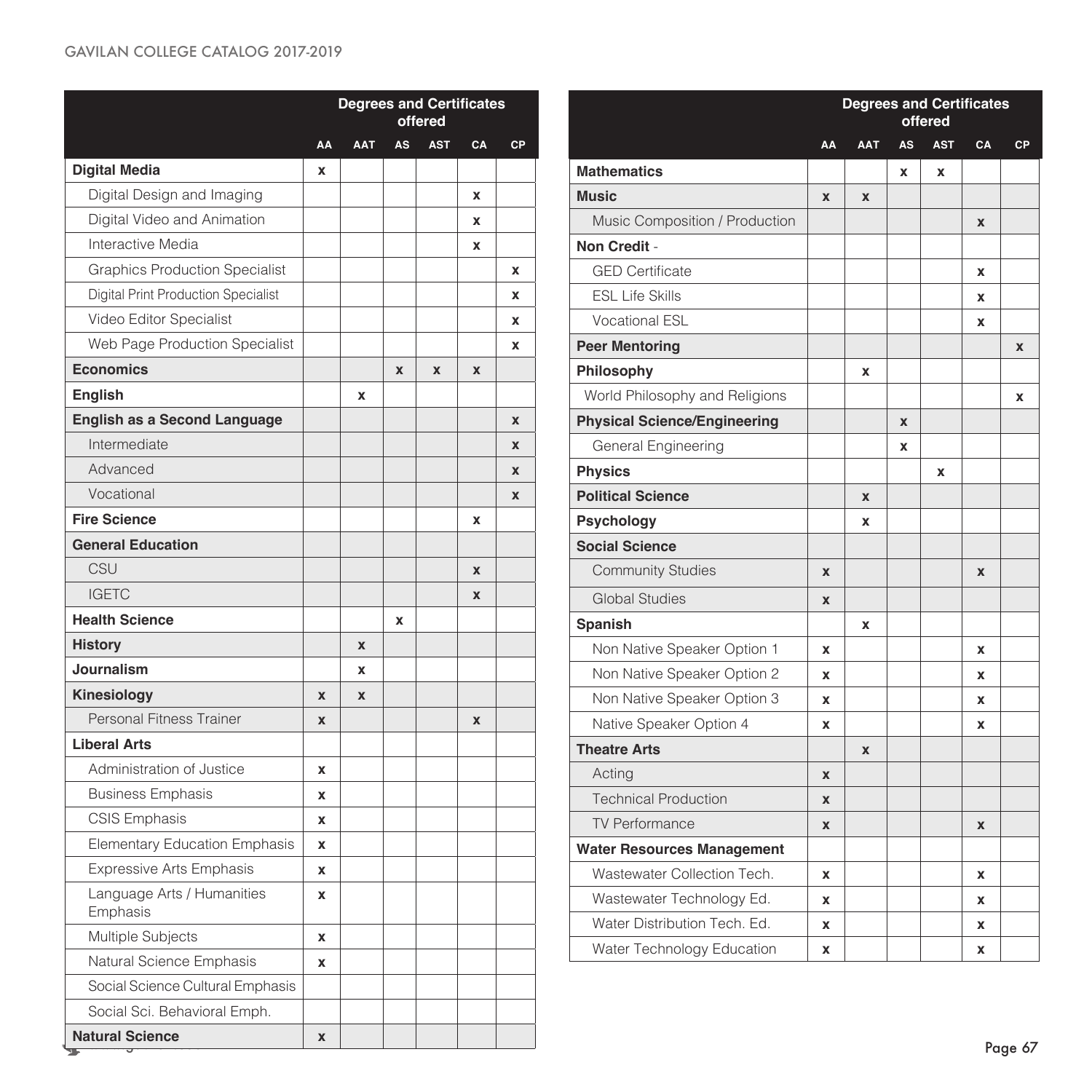| | Degrees and Certificates offered | | | | | |
|---|---|---|---|---|---|---|
| | AA | AAT | AS | AST | CA | CP |
| **Digital Media** | x | | | | | |
| Digital Design and Imaging | | | | | x | |
| Digital Video and Animation | | | | | x | |
| Interactive Media | | | | | x | |
| Graphics Production Specialist | | | | | | x |
| Digital Print Production Specialist | | | | | | x |
| Video Editor Specialist | | | | | | x |
| Web Page Production Specialist | | | | | | x |
| **Economics** | | | x | x | x | |
| **English** | | x | | | | |
| **English as a Second Language** | | | | | | x |
| Intermediate | | | | | | x |
| Advanced | | | | | | x |
| Vocational | | | | | | x |
| **Fire Science** | | | | | x | |
| **General Education** | | | | | | |
| CSU | | | | | x | |
| IGETC | | | | | x | |
| **Health Science** | | | x | | | |
| **History** | | x | | | | |
| **Journalism** | | x | | | | |
| **Kinesiology** | x | x | | | | |
| Personal Fitness Trainer | x | | | | x | |
| **Liberal Arts** | | | | | | |
| Administration of Justice | x | | | | | |
| Business Emphasis | x | | | | | |
| CSIS Emphasis | x | | | | | |
| Elementary Education Emphasis | x | | | | | |
| Expressive Arts Emphasis | x | | | | | |
| Language Arts / Humanities Emphasis | x | | | | | |
| Multiple Subjects | x | | | | | |
| Natural Science Emphasis | x | | | | | |
| Social Science Cultural Emphasis | | | | | | |
| Social Sci. Behavioral Emph. | | | | | | |
| **Natural Science** | x | | | | | |

| | Degrees and Certificates offered | | | | | |
|---|---|---|---|---|---|---|
| | AA | AAT | AS | AST | CA | CP |
| **Mathematics** | | | x | x | | |
| **Music** | x | x | | | | |
| Music Composition / Production | | | | | x | |
| **Non Credit** - | | | | | | |
| GED Certificate | | | | | x | |
| ESL Life Skills | | | | | x | |
| Vocational ESL | | | | | x | |
| **Peer Mentoring** | | | | | | x |
| **Philosophy** | | x | | | | |
| World Philosophy and Religions | | | | | | x |
| **Physical Science/Engineering** | | | x | | | |
| General Engineering | | | x | | | |
| **Physics** | | | | x | | |
| **Political Science** | | x | | | | |
| **Psychology** | | x | | | | |
| **Social Science** | | | | | | |
| Community Studies | x | | | | x | |
| Global Studies | x | | | | | |
| **Spanish** | | x | | | | |
| Non Native Speaker Option 1 | x | | | | x | |
| Non Native Speaker Option 2 | x | | | | x | |
| Non Native Speaker Option 3 | x | | | | x | |
| Native Speaker Option 4 | x | | | | x | |
| **Theatre Arts** | | x | | | | |
| Acting | x | | | | | |
| Technical Production | x | | | | | |
| TV Performance | x | | | | x | |
| **Water Resources Management** | | | | | | |
| Wastewater Collection Tech. | x | | | | x | |
| Wastewater Technology Ed. | x | | | | x | |
| Water Distribution Tech. Ed. | x | | | | x | |
| Water Technology Education | x | | | | x | |